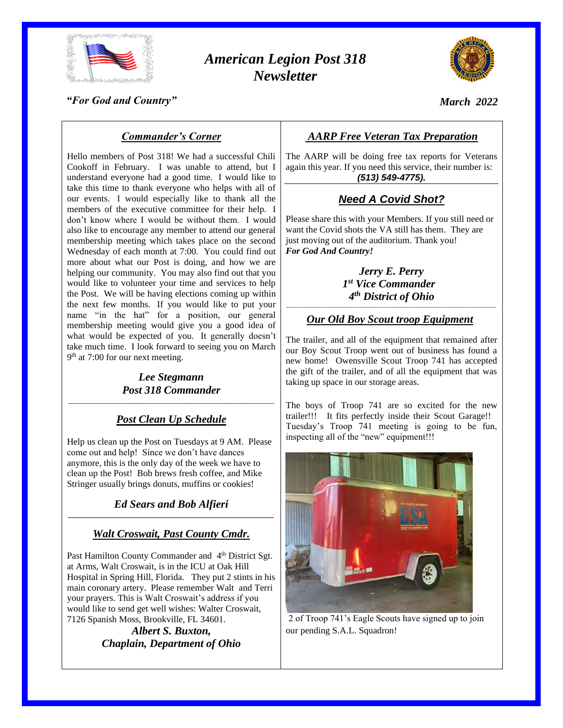# *American Legion Post 318 Newsletter*

*"For God and Country"*

*March 2022*

## *Commander's Corner*

Hello members of Post 318! We had a successful Chili Cookoff in February. I was unable to attend, but I understand everyone had a good time. I would like to take this time to thank everyone who helps with all of our events. I would especially like to thank all the members of the executive committee for their help. I don't know where I would be without them. I would also like to encourage any member to attend our general membership meeting which takes place on the second Wednesday of each month at 7:00. You could find out more about what our Post is doing, and how we are helping our community. You may also find out that you would like to volunteer your time and services to help the Post. We will be having elections coming up within the next few months. If you would like to put your name "in the hat" for a position, our general membership meeting would give you a good idea of what would be expected of you. It generally doesn't take much time. I look forward to seeing you on March 9th at 7:00 for our next meeting.

***Lee Stegmann***
***Post 318 Commander***

## *Post Clean Up Schedule*

Help us clean up the Post on Tuesdays at 9 AM. Please come out and help! Since we don't have dances anymore, this is the only day of the week we have to clean up the Post! Bob brews fresh coffee, and Mike Stringer usually brings donuts, muffins or cookies!

***Ed Sears and Bob Alfieri***

## *Walt Croswait, Past County Cmdr.*

Past Hamilton County Commander and 4th District Sgt. at Arms, Walt Croswait, is in the ICU at Oak Hill Hospital in Spring Hill, Florida. They put 2 stints in his main coronary artery. Please remember Walt and Terri your prayers. This is Walt Croswait's address if you would like to send get well wishes: Walter Croswait, 7126 Spanish Moss, Brookville, FL 34601.

***Albert S. Buxton,***
***Chaplain, Department of Ohio***

## *AARP Free Veteran Tax Preparation*

The AARP will be doing free tax reports for Veterans again this year. If you need this service, their number is: ***(513) 549-4775).***

## *Need A Covid Shot?*

Please share this with your Members. If you still need or want the Covid shots the VA still has them. They are just moving out of the auditorium. Thank you!
***For God And Country!***

***Jerry E. Perry***
***1st Vice Commander***
***4th District of Ohio***

## *Our Old Boy Scout troop Equipment*

The trailer, and all of the equipment that remained after our Boy Scout Troop went out of business has found a new home! Owensville Scout Troop 741 has accepted the gift of the trailer, and of all the equipment that was taking up space in our storage areas.

The boys of Troop 741 are so excited for the new trailer!!! It fits perfectly inside their Scout Garage!! Tuesday's Troop 741 meeting is going to be fun, inspecting all of the "new" equipment!!!

2 of Troop 741's Eagle Scouts have signed up to join our pending S.A.L. Squadron!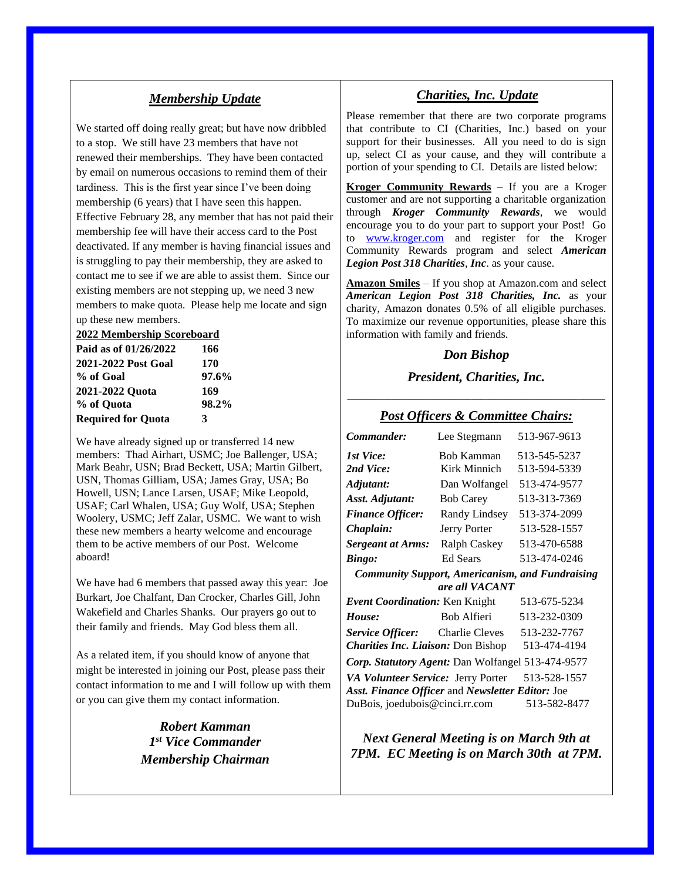## *Membership Update*

We started off doing really great; but have now dribbled to a stop. We still have 23 members that have not renewed their memberships. They have been contacted by email on numerous occasions to remind them of their tardiness. This is the first year since I've been doing membership (6 years) that I have seen this happen. Effective February 28, any member that has not paid their membership fee will have their access card to the Post deactivated. If any member is having financial issues and is struggling to pay their membership, they are asked to contact me to see if we are able to assist them. Since our existing members are not stepping up, we need 3 new members to make quota. Please help me locate and sign up these new members.

**2022 Membership Scoreboard**

| | |
|---|---|
| **Paid as of 01/26/2022** | **166** |
| **2021-2022 Post Goal** | **170** |
| **% of Goal** | **97.6%** |
| **2021-2022 Quota** | **169** |
| **% of Quota** | **98.2%** |
| **Required for Quota** | **3** |

We have already signed up or transferred 14 new members: Thad Airhart, USMC; Joe Ballenger, USA; Mark Beahr, USN; Brad Beckett, USA; Martin Gilbert, USN, Thomas Gilliam, USA; James Gray, USA; Bo Howell, USN; Lance Larsen, USAF; Mike Leopold, USAF; Carl Whalen, USA; Guy Wolf, USA; Stephen Woolery, USMC; Jeff Zalar, USMC. We want to wish these new members a hearty welcome and encourage them to be active members of our Post. Welcome aboard!

We have had 6 members that passed away this year: Joe Burkart, Joe Chalfant, Dan Crocker, Charles Gill, John Wakefield and Charles Shanks. Our prayers go out to their family and friends. May God bless them all.

As a related item, if you should know of anyone that might be interested in joining our Post, please pass their contact information to me and I will follow up with them or you can give them my contact information.

***Robert Kamman***
***1st Vice Commander***
***Membership Chairman***

## *Charities, Inc. Update*

Please remember that there are two corporate programs that contribute to CI (Charities, Inc.) based on your support for their businesses. All you need to do is sign up, select CI as your cause, and they will contribute a portion of your spending to CI. Details are listed below:

**Kroger Community Rewards** – If you are a Kroger customer and are not supporting a charitable organization through ***Kroger Community Rewards***, we would encourage you to do your part to support your Post! Go to www.kroger.com and register for the Kroger Community Rewards program and select ***American Legion Post 318 Charities***, ***Inc***. as your cause.

**Amazon Smiles** – If you shop at Amazon.com and select ***American Legion Post 318 Charities, Inc.*** as your charity, Amazon donates 0.5% of all eligible purchases. To maximize our revenue opportunities, please share this information with family and friends.

***Don Bishop***

***President, Charities, Inc.***

## *Post Officers & Committee Chairs:*

| | | |
|---|---|---|
| ***Commander:*** | Lee Stegmann | 513-967-9613 |
| ***1st Vice:*** | Bob Kamman | 513-545-5237 |
| ***2nd Vice:*** | Kirk Minnich | 513-594-5339 |
| ***Adjutant:*** | Dan Wolfangel | 513-474-9577 |
| ***Asst. Adjutant:*** | Bob Carey | 513-313-7369 |
| ***Finance Officer:*** | Randy Lindsey | 513-374-2099 |
| ***Chaplain:*** | Jerry Porter | 513-528-1557 |
| ***Sergeant at Arms:*** | Ralph Caskey | 513-470-6588 |
| ***Bingo:*** | Ed Sears | 513-474-0246 |

***Community Support, Americanism, and Fundraising are all VACANT***

| | | |
|---|---|---|
| ***Event Coordination:*** | Ken Knight | 513-675-5234 |
| ***House:*** | Bob Alfieri | 513-232-0309 |
| ***Service Officer:*** | Charlie Cleves | 513-232-7767 |
| ***Charities Inc. Liaison:*** | Don Bishop | 513-474-4194 |
| ***Corp. Statutory Agent:*** | Dan Wolfangel | 513-474-9577 |
| ***VA Volunteer Service:*** | Jerry Porter | 513-528-1557 |

***Asst. Finance Officer*** and ***Newsletter Editor:*** Joe DuBois, joedubois@cinci.rr.com 513-582-8477

***Next General Meeting is on March 9th at 7PM. EC Meeting is on March 30th at 7PM.***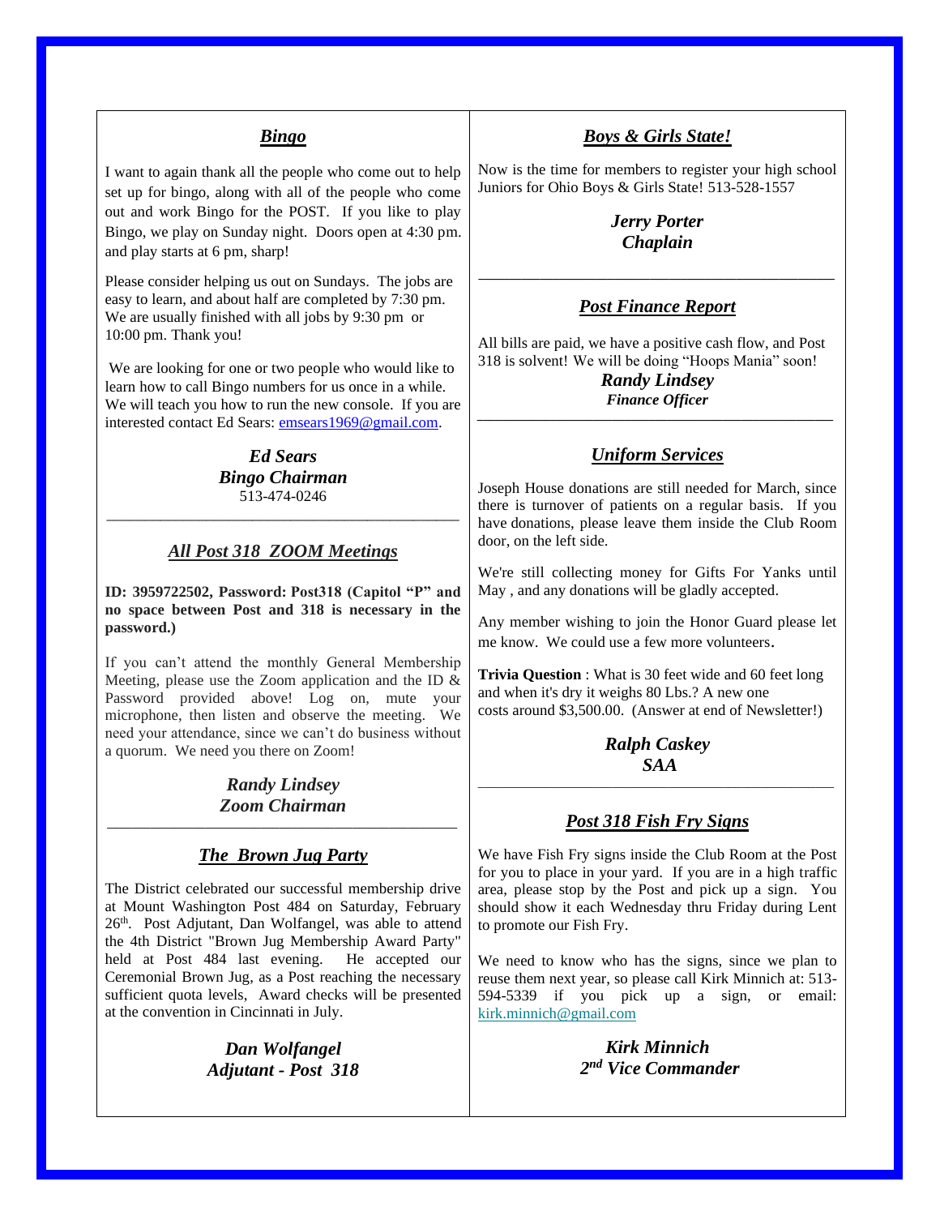## *Bingo*

I want to again thank all the people who come out to help set up for bingo, along with all of the people who come out and work Bingo for the POST. If you like to play Bingo, we play on Sunday night. Doors open at 4:30 pm. and play starts at 6 pm, sharp!

Please consider helping us out on Sundays. The jobs are easy to learn, and about half are completed by 7:30 pm. We are usually finished with all jobs by 9:30 pm or 10:00 pm. Thank you!

We are looking for one or two people who would like to learn how to call Bingo numbers for us once in a while. We will teach you how to run the new console. If you are interested contact Ed Sears: emsears1969@gmail.com.

***Ed Sears***
***Bingo Chairman***
513-474-0246

---

## *All Post 318 ZOOM Meetings*

**ID: 3959722502, Password: Post318 (Capitol "P" and no space between Post and 318 is necessary in the password.)**

If you can't attend the monthly General Membership Meeting, please use the Zoom application and the ID & Password provided above! Log on, mute your microphone, then listen and observe the meeting. We need your attendance, since we can't do business without a quorum. We need you there on Zoom!

***Randy Lindsey***
***Zoom Chairman***

---

## *The Brown Jug Party*

The District celebrated our successful membership drive at Mount Washington Post 484 on Saturday, February 26th. Post Adjutant, Dan Wolfangel, was able to attend the 4th District "Brown Jug Membership Award Party" held at Post 484 last evening. He accepted our Ceremonial Brown Jug, as a Post reaching the necessary sufficient quota levels, Award checks will be presented at the convention in Cincinnati in July.

***Dan Wolfangel***
***Adjutant - Post 318***

## *Boys & Girls State!*

Now is the time for members to register your high school Juniors for Ohio Boys & Girls State! 513-528-1557

***Jerry Porter***
***Chaplain***

---

## *Post Finance Report*

All bills are paid, we have a positive cash flow, and Post 318 is solvent! We will be doing "Hoops Mania" soon!

***Randy Lindsey***
***Finance Officer***

---

## *Uniform Services*

Joseph House donations are still needed for March, since there is turnover of patients on a regular basis. If you have donations, please leave them inside the Club Room door, on the left side.

We're still collecting money for Gifts For Yanks until May , and any donations will be gladly accepted.

Any member wishing to join the Honor Guard please let me know. We could use a few more volunteers.

**Trivia Question** : What is 30 feet wide and 60 feet long and when it's dry it weighs 80 Lbs.? A new one costs around $3,500.00. (Answer at end of Newsletter!)

***Ralph Caskey***
***SAA***

---

## *Post 318 Fish Fry Signs*

We have Fish Fry signs inside the Club Room at the Post for you to place in your yard. If you are in a high traffic area, please stop by the Post and pick up a sign. You should show it each Wednesday thru Friday during Lent to promote our Fish Fry.

We need to know who has the signs, since we plan to reuse them next year, so please call Kirk Minnich at: 513-594-5339 if you pick up a sign, or email: kirk.minnich@gmail.com

***Kirk Minnich***
***2nd Vice Commander***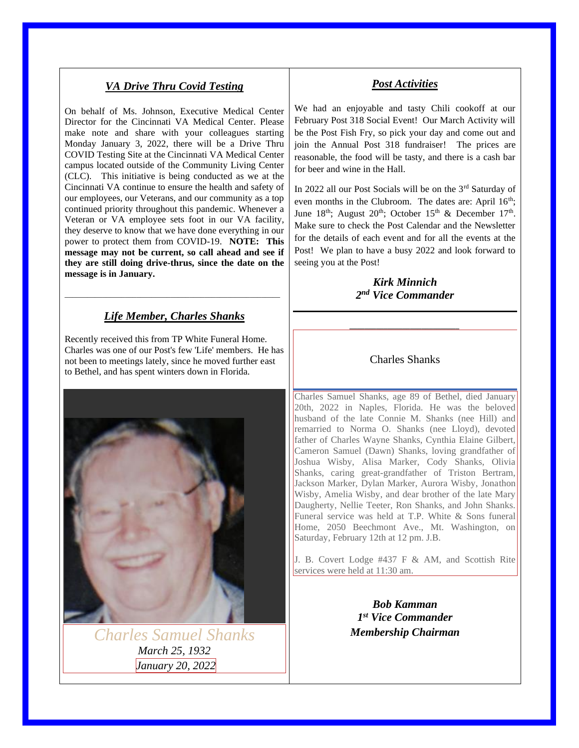## *VA Drive Thru Covid Testing*

On behalf of Ms. Johnson, Executive Medical Center Director for the Cincinnati VA Medical Center. Please make note and share with your colleagues starting Monday January 3, 2022, there will be a Drive Thru COVID Testing Site at the Cincinnati VA Medical Center campus located outside of the Community Living Center (CLC). This initiative is being conducted as we at the Cincinnati VA continue to ensure the health and safety of our employees, our Veterans, and our community as a top continued priority throughout this pandemic. Whenever a Veteran or VA employee sets foot in our VA facility, they deserve to know that we have done everything in our power to protect them from COVID-19. **NOTE: This message may not be current, so call ahead and see if they are still doing drive-thrus, since the date on the message is in January.**

---

## *Life Member, Charles Shanks*

Recently received this from TP White Funeral Home. Charles was one of our Post's few 'Life' members. He has not been to meetings lately, since he moved further east to Bethel, and has spent winters down in Florida.

*Charles Samuel Shanks*

*March 25, 1932*

*January 20, 2022*

## *Post Activities*

We had an enjoyable and tasty Chili cookoff at our February Post 318 Social Event! Our March Activity will be the Post Fish Fry, so pick your day and come out and join the Annual Post 318 fundraiser! The prices are reasonable, the food will be tasty, and there is a cash bar for beer and wine in the Hall.

In 2022 all our Post Socials will be on the 3rd Saturday of even months in the Clubroom. The dates are: April 16th; June 18th; August 20th; October 15th & December 17th. Make sure to check the Post Calendar and the Newsletter for the details of each event and for all the events at the Post! We plan to have a busy 2022 and look forward to seeing you at the Post!

***Kirk Minnich***
***2nd Vice Commander***

---

Charles Shanks

Charles Samuel Shanks, age 89 of Bethel, died January 20th, 2022 in Naples, Florida. He was the beloved husband of the late Connie M. Shanks (nee Hill) and remarried to Norma O. Shanks (nee Lloyd), devoted father of Charles Wayne Shanks, Cynthia Elaine Gilbert, Cameron Samuel (Dawn) Shanks, loving grandfather of Joshua Wisby, Alisa Marker, Cody Shanks, Olivia Shanks, caring great-grandfather of Triston Bertram, Jackson Marker, Dylan Marker, Aurora Wisby, Jonathon Wisby, Amelia Wisby, and dear brother of the late Mary Daugherty, Nellie Teeter, Ron Shanks, and John Shanks. Funeral service was held at T.P. White & Sons funeral Home, 2050 Beechmont Ave., Mt. Washington, on Saturday, February 12th at 12 pm. J.B.

J. B. Covert Lodge #437 F & AM, and Scottish Rite services were held at 11:30 am.

***Bob Kamman***
***1st Vice Commander***
***Membership Chairman***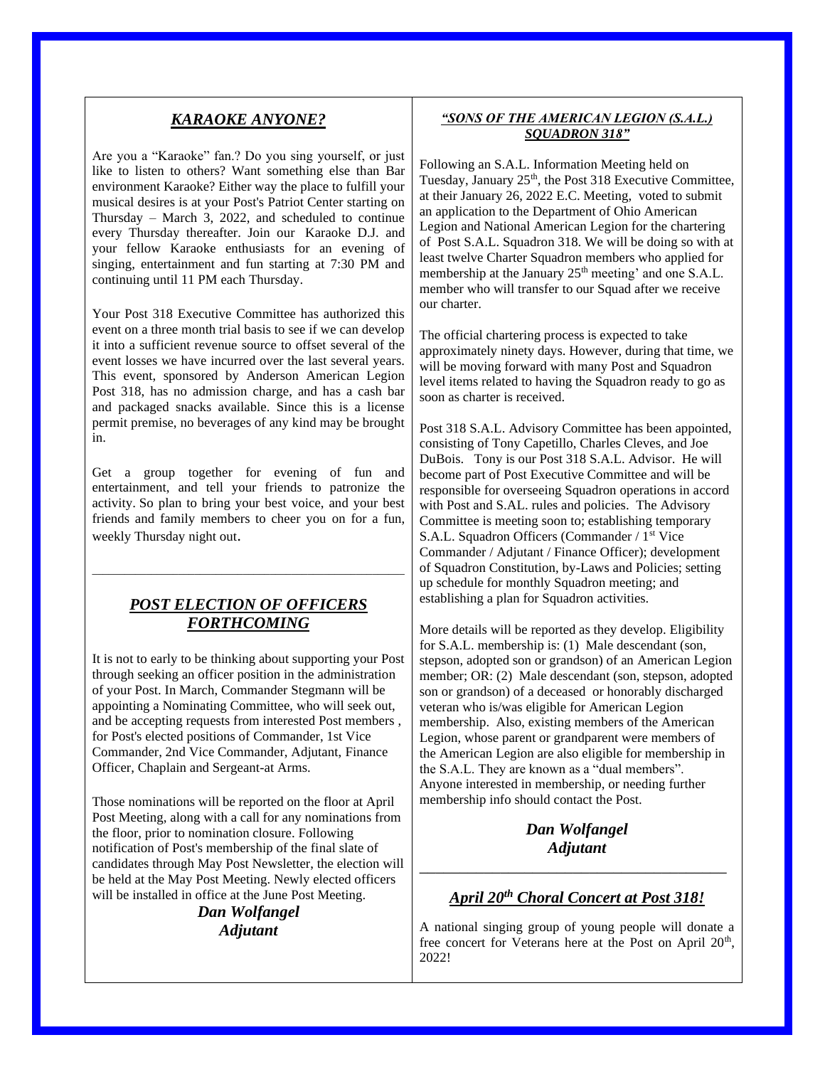## *KARAOKE ANYONE?*

Are you a "Karaoke" fan.? Do you sing yourself, or just like to listen to others? Want something else than Bar environment Karaoke? Either way the place to fulfill your musical desires is at your Post's Patriot Center starting on Thursday – March 3, 2022, and scheduled to continue every Thursday thereafter. Join our Karaoke D.J. and your fellow Karaoke enthusiasts for an evening of singing, entertainment and fun starting at 7:30 PM and continuing until 11 PM each Thursday.

Your Post 318 Executive Committee has authorized this event on a three month trial basis to see if we can develop it into a sufficient revenue source to offset several of the event losses we have incurred over the last several years. This event, sponsored by Anderson American Legion Post 318, has no admission charge, and has a cash bar and packaged snacks available. Since this is a license permit premise, no beverages of any kind may be brought in.

Get a group together for evening of fun and entertainment, and tell your friends to patronize the activity. So plan to bring your best voice, and your best friends and family members to cheer you on for a fun, weekly Thursday night out.

---

## *POST ELECTION OF OFFICERS FORTHCOMING*

It is not to early to be thinking about supporting your Post through seeking an officer position in the administration of your Post. In March, Commander Stegmann will be appointing a Nominating Committee, who will seek out, and be accepting requests from interested Post members , for Post's elected positions of Commander, 1st Vice Commander, 2nd Vice Commander, Adjutant, Finance Officer, Chaplain and Sergeant-at Arms.

Those nominations will be reported on the floor at April Post Meeting, along with a call for any nominations from the floor, prior to nomination closure. Following notification of Post's membership of the final slate of candidates through May Post Newsletter, the election will be held at the May Post Meeting. Newly elected officers will be installed in office at the June Post Meeting.

***Dan Wolfangel***
***Adjutant***

## *"SONS OF THE AMERICAN LEGION (S.A.L.) SQUADRON 318"*

Following an S.A.L. Information Meeting held on Tuesday, January 25th, the Post 318 Executive Committee, at their January 26, 2022 E.C. Meeting, voted to submit an application to the Department of Ohio American Legion and National American Legion for the chartering of Post S.A.L. Squadron 318. We will be doing so with at least twelve Charter Squadron members who applied for membership at the January 25th meeting' and one S.A.L. member who will transfer to our Squad after we receive our charter.

The official chartering process is expected to take approximately ninety days. However, during that time, we will be moving forward with many Post and Squadron level items related to having the Squadron ready to go as soon as charter is received.

Post 318 S.A.L. Advisory Committee has been appointed, consisting of Tony Capetillo, Charles Cleves, and Joe DuBois. Tony is our Post 318 S.A.L. Advisor. He will become part of Post Executive Committee and will be responsible for overseeing Squadron operations in accord with Post and S.A.L. rules and policies. The Advisory Committee is meeting soon to; establishing temporary S.A.L. Squadron Officers (Commander / 1st Vice Commander / Adjutant / Finance Officer); development of Squadron Constitution, by-Laws and Policies; setting up schedule for monthly Squadron meeting; and establishing a plan for Squadron activities.

More details will be reported as they develop. Eligibility for S.A.L. membership is: (1) Male descendant (son, stepson, adopted son or grandson) of an American Legion member; OR: (2) Male descendant (son, stepson, adopted son or grandson) of a deceased or honorably discharged veteran who is/was eligible for American Legion membership. Also, existing members of the American Legion, whose parent or grandparent were members of the American Legion are also eligible for membership in the S.A.L. They are known as a "dual members". Anyone interested in membership, or needing further membership info should contact the Post.

***Dan Wolfangel***
***Adjutant***

---

## *April 20th Choral Concert at Post 318!*

A national singing group of young people will donate a free concert for Veterans here at the Post on April 20th, 2022!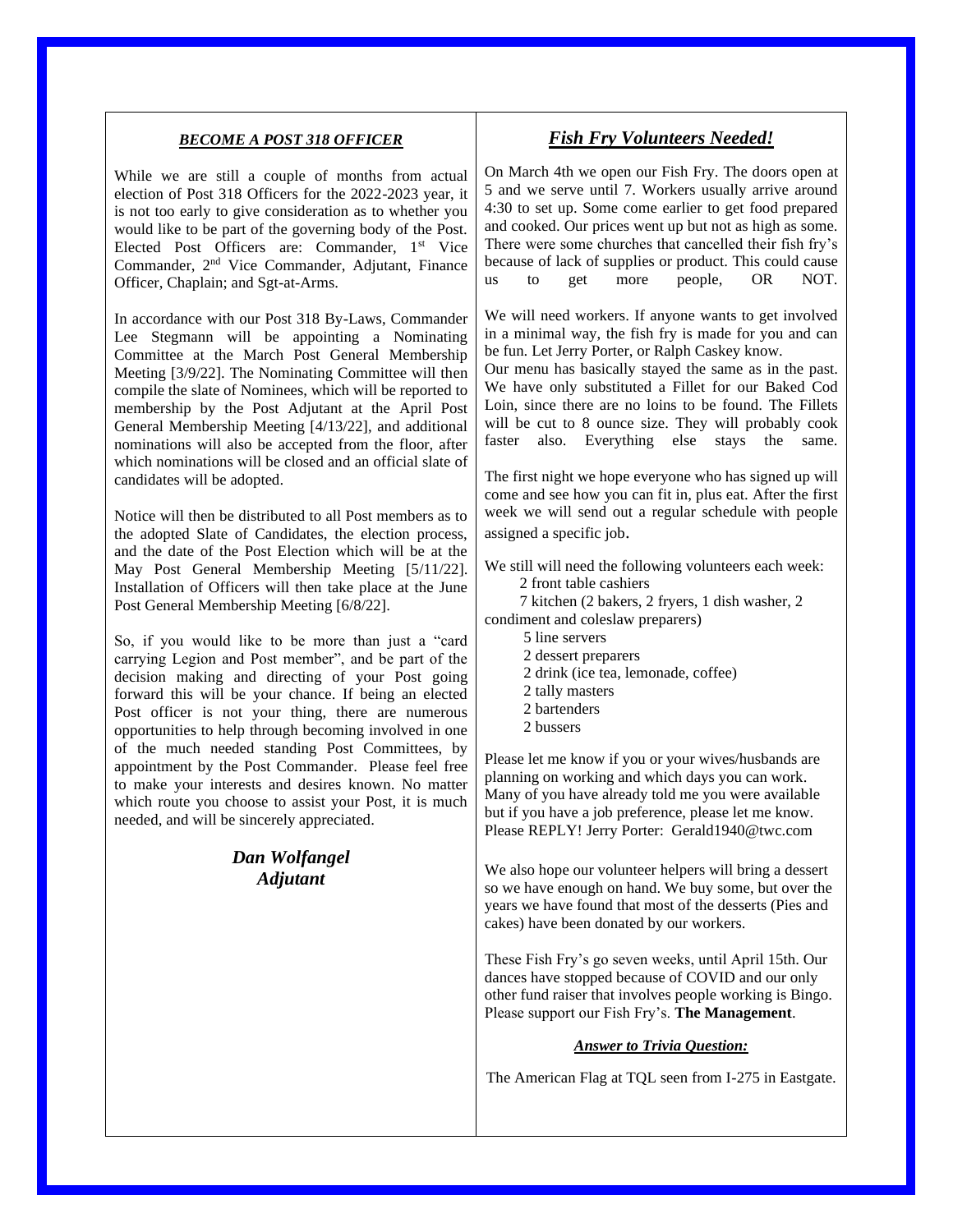## *BECOME A POST 318 OFFICER*

While we are still a couple of months from actual election of Post 318 Officers for the 2022-2023 year, it is not too early to give consideration as to whether you would like to be part of the governing body of the Post. Elected Post Officers are: Commander, 1st Vice Commander, 2nd Vice Commander, Adjutant, Finance Officer, Chaplain; and Sgt-at-Arms.

In accordance with our Post 318 By-Laws, Commander Lee Stegmann will be appointing a Nominating Committee at the March Post General Membership Meeting [3/9/22]. The Nominating Committee will then compile the slate of Nominees, which will be reported to membership by the Post Adjutant at the April Post General Membership Meeting [4/13/22], and additional nominations will also be accepted from the floor, after which nominations will be closed and an official slate of candidates will be adopted.

Notice will then be distributed to all Post members as to the adopted Slate of Candidates, the election process, and the date of the Post Election which will be at the May Post General Membership Meeting [5/11/22]. Installation of Officers will then take place at the June Post General Membership Meeting [6/8/22].

So, if you would like to be more than just a "card carrying Legion and Post member", and be part of the decision making and directing of your Post going forward this will be your chance. If being an elected Post officer is not your thing, there are numerous opportunities to help through becoming involved in one of the much needed standing Post Committees, by appointment by the Post Commander. Please feel free to make your interests and desires known. No matter which route you choose to assist your Post, it is much needed, and will be sincerely appreciated.

***Dan Wolfangel***
***Adjutant***

## *Fish Fry Volunteers Needed!*

On March 4th we open our Fish Fry. The doors open at 5 and we serve until 7. Workers usually arrive around 4:30 to set up. Some come earlier to get food prepared and cooked. Our prices went up but not as high as some. There were some churches that cancelled their fish fry's because of lack of supplies or product. This could cause us to get more people, OR NOT.

We will need workers. If anyone wants to get involved in a minimal way, the fish fry is made for you and can be fun. Let Jerry Porter, or Ralph Caskey know.
Our menu has basically stayed the same as in the past. We have only substituted a Fillet for our Baked Cod Loin, since there are no loins to be found. The Fillets will be cut to 8 ounce size. They will probably cook faster also. Everything else stays the same.

The first night we hope everyone who has signed up will come and see how you can fit in, plus eat. After the first week we will send out a regular schedule with people assigned a specific job.

We still will need the following volunteers each week:
- 2 front table cashiers
- 7 kitchen (2 bakers, 2 fryers, 1 dish washer, 2 condiment and coleslaw preparers)
- 5 line servers
- 2 dessert preparers
- 2 drink (ice tea, lemonade, coffee)
- 2 tally masters
- 2 bartenders
- 2 bussers

Please let me know if you or your wives/husbands are planning on working and which days you can work. Many of you have already told me you were available but if you have a job preference, please let me know. Please REPLY! Jerry Porter: Gerald1940@twc.com

We also hope our volunteer helpers will bring a dessert so we have enough on hand. We buy some, but over the years we have found that most of the desserts (Pies and cakes) have been donated by our workers.

These Fish Fry's go seven weeks, until April 15th. Our dances have stopped because of COVID and our only other fund raiser that involves people working is Bingo. Please support our Fish Fry's. **The Management**.

***Answer to Trivia Question:***

The American Flag at TQL seen from I-275 in Eastgate.